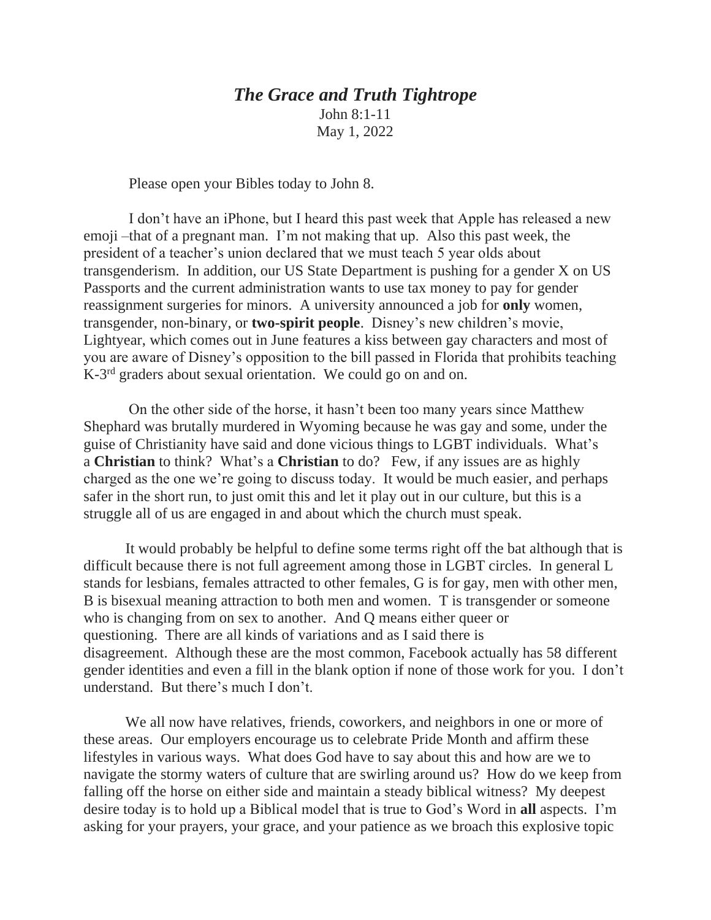# ***The Grace and Truth Tightrope***

John 8:1-11
May 1, 2022

Please open your Bibles today to John 8.

I don't have an iPhone, but I heard this past week that Apple has released a new emoji –that of a pregnant man. I'm not making that up. Also this past week, the president of a teacher's union declared that we must teach 5 year olds about transgenderism. In addition, our US State Department is pushing for a gender X on US Passports and the current administration wants to use tax money to pay for gender reassignment surgeries for minors. A university announced a job for **only** women, transgender, non-binary, or **two-spirit people**. Disney's new children's movie, Lightyear, which comes out in June features a kiss between gay characters and most of you are aware of Disney's opposition to the bill passed in Florida that prohibits teaching K-3rd graders about sexual orientation. We could go on and on.

On the other side of the horse, it hasn't been too many years since Matthew Shephard was brutally murdered in Wyoming because he was gay and some, under the guise of Christianity have said and done vicious things to LGBT individuals. What's a **Christian** to think? What's a **Christian** to do? Few, if any issues are as highly charged as the one we're going to discuss today. It would be much easier, and perhaps safer in the short run, to just omit this and let it play out in our culture, but this is a struggle all of us are engaged in and about which the church must speak.

It would probably be helpful to define some terms right off the bat although that is difficult because there is not full agreement among those in LGBT circles. In general L stands for lesbians, females attracted to other females, G is for gay, men with other men, B is bisexual meaning attraction to both men and women. T is transgender or someone who is changing from on sex to another. And Q means either queer or questioning. There are all kinds of variations and as I said there is disagreement. Although these are the most common, Facebook actually has 58 different gender identities and even a fill in the blank option if none of those work for you. I don't understand. But there's much I don't.

We all now have relatives, friends, coworkers, and neighbors in one or more of these areas. Our employers encourage us to celebrate Pride Month and affirm these lifestyles in various ways. What does God have to say about this and how are we to navigate the stormy waters of culture that are swirling around us? How do we keep from falling off the horse on either side and maintain a steady biblical witness? My deepest desire today is to hold up a Biblical model that is true to God's Word in **all** aspects. I'm asking for your prayers, your grace, and your patience as we broach this explosive topic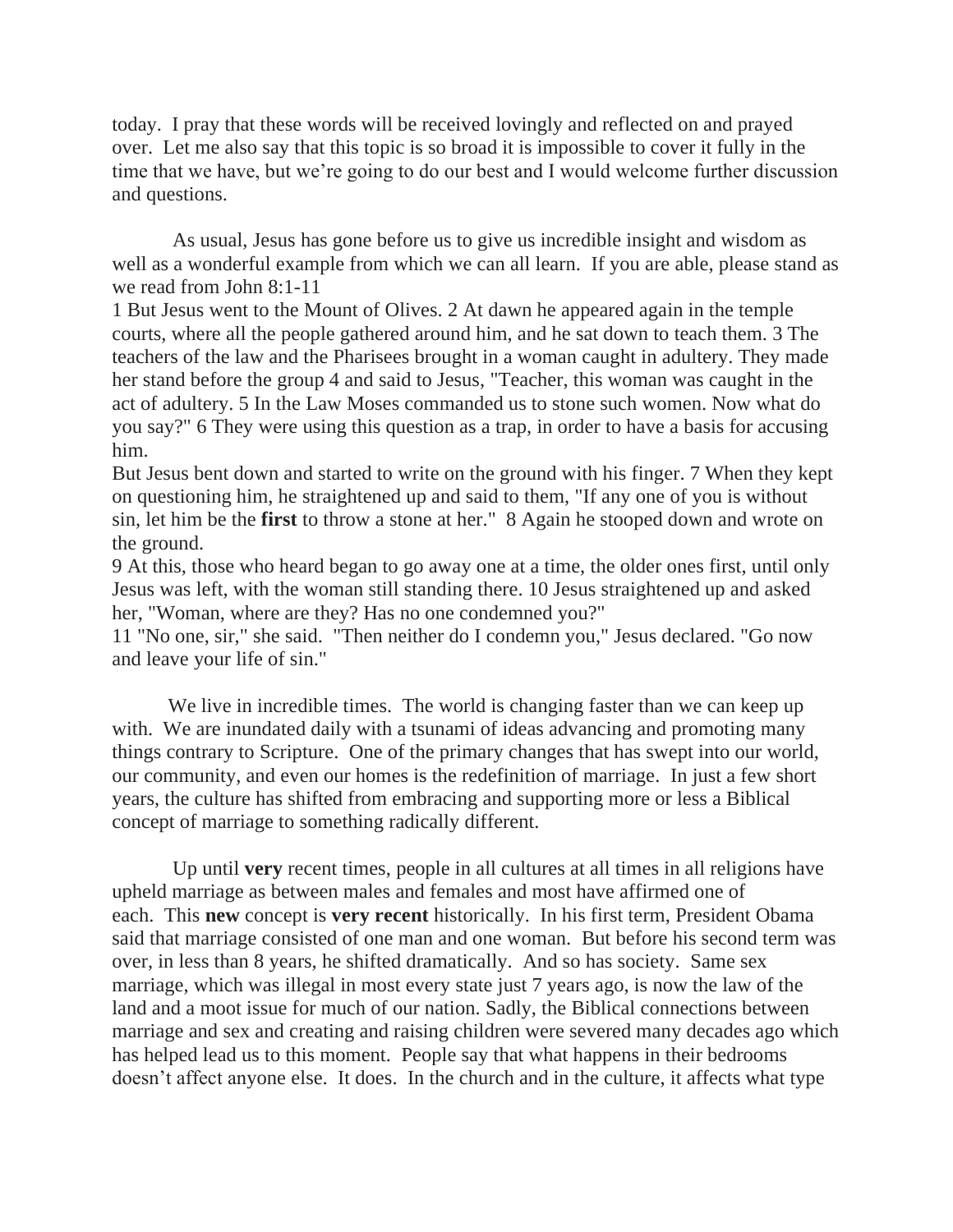today. I pray that these words will be received lovingly and reflected on and prayed over. Let me also say that this topic is so broad it is impossible to cover it fully in the time that we have, but we're going to do our best and I would welcome further discussion and questions.

As usual, Jesus has gone before us to give us incredible insight and wisdom as well as a wonderful example from which we can all learn. If you are able, please stand as we read from John 8:1-11

1 But Jesus went to the Mount of Olives. 2 At dawn he appeared again in the temple courts, where all the people gathered around him, and he sat down to teach them. 3 The teachers of the law and the Pharisees brought in a woman caught in adultery. They made her stand before the group 4 and said to Jesus, "Teacher, this woman was caught in the act of adultery. 5 In the Law Moses commanded us to stone such women. Now what do you say?" 6 They were using this question as a trap, in order to have a basis for accusing him.

But Jesus bent down and started to write on the ground with his finger. 7 When they kept on questioning him, he straightened up and said to them, "If any one of you is without sin, let him be the **first** to throw a stone at her." 8 Again he stooped down and wrote on the ground.

9 At this, those who heard began to go away one at a time, the older ones first, until only Jesus was left, with the woman still standing there. 10 Jesus straightened up and asked her, "Woman, where are they? Has no one condemned you?"

11 "No one, sir," she said. "Then neither do I condemn you," Jesus declared. "Go now and leave your life of sin."

We live in incredible times. The world is changing faster than we can keep up with. We are inundated daily with a tsunami of ideas advancing and promoting many things contrary to Scripture. One of the primary changes that has swept into our world, our community, and even our homes is the redefinition of marriage. In just a few short years, the culture has shifted from embracing and supporting more or less a Biblical concept of marriage to something radically different.

Up until **very** recent times, people in all cultures at all times in all religions have upheld marriage as between males and females and most have affirmed one of each. This **new** concept is **very recent** historically. In his first term, President Obama said that marriage consisted of one man and one woman. But before his second term was over, in less than 8 years, he shifted dramatically. And so has society. Same sex marriage, which was illegal in most every state just 7 years ago, is now the law of the land and a moot issue for much of our nation. Sadly, the Biblical connections between marriage and sex and creating and raising children were severed many decades ago which has helped lead us to this moment. People say that what happens in their bedrooms doesn't affect anyone else. It does. In the church and in the culture, it affects what type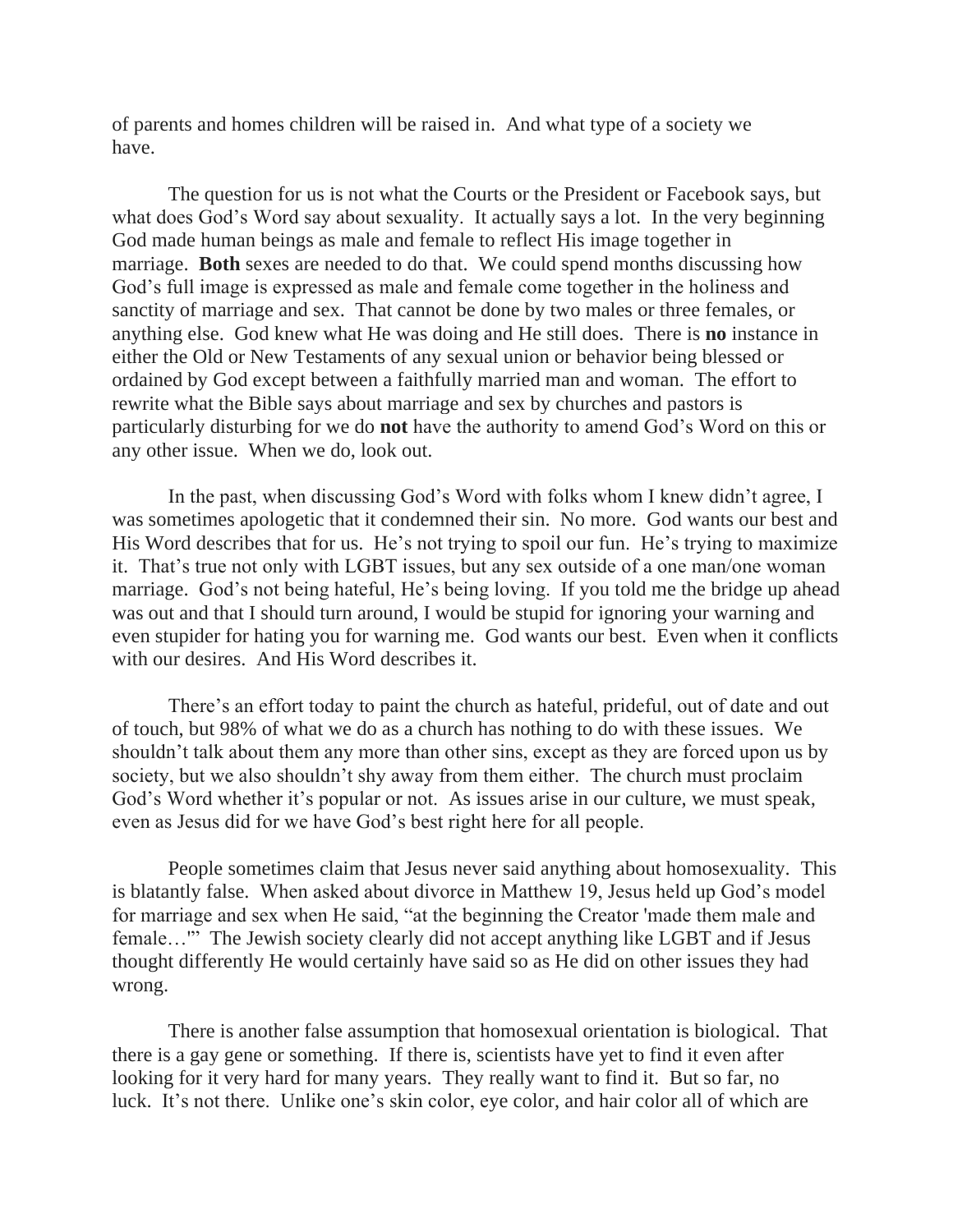of parents and homes children will be raised in. And what type of a society we have.

The question for us is not what the Courts or the President or Facebook says, but what does God's Word say about sexuality. It actually says a lot. In the very beginning God made human beings as male and female to reflect His image together in marriage. **Both** sexes are needed to do that. We could spend months discussing how God's full image is expressed as male and female come together in the holiness and sanctity of marriage and sex. That cannot be done by two males or three females, or anything else. God knew what He was doing and He still does. There is **no** instance in either the Old or New Testaments of any sexual union or behavior being blessed or ordained by God except between a faithfully married man and woman. The effort to rewrite what the Bible says about marriage and sex by churches and pastors is particularly disturbing for we do **not** have the authority to amend God's Word on this or any other issue. When we do, look out.

In the past, when discussing God's Word with folks whom I knew didn't agree, I was sometimes apologetic that it condemned their sin. No more. God wants our best and His Word describes that for us. He's not trying to spoil our fun. He's trying to maximize it. That's true not only with LGBT issues, but any sex outside of a one man/one woman marriage. God's not being hateful, He's being loving. If you told me the bridge up ahead was out and that I should turn around, I would be stupid for ignoring your warning and even stupider for hating you for warning me. God wants our best. Even when it conflicts with our desires. And His Word describes it.

There's an effort today to paint the church as hateful, prideful, out of date and out of touch, but 98% of what we do as a church has nothing to do with these issues. We shouldn't talk about them any more than other sins, except as they are forced upon us by society, but we also shouldn't shy away from them either. The church must proclaim God's Word whether it's popular or not. As issues arise in our culture, we must speak, even as Jesus did for we have God's best right here for all people.

People sometimes claim that Jesus never said anything about homosexuality. This is blatantly false. When asked about divorce in Matthew 19, Jesus held up God's model for marriage and sex when He said, "at the beginning the Creator 'made them male and female…'" The Jewish society clearly did not accept anything like LGBT and if Jesus thought differently He would certainly have said so as He did on other issues they had wrong.

There is another false assumption that homosexual orientation is biological. That there is a gay gene or something. If there is, scientists have yet to find it even after looking for it very hard for many years. They really want to find it. But so far, no luck. It's not there. Unlike one's skin color, eye color, and hair color all of which are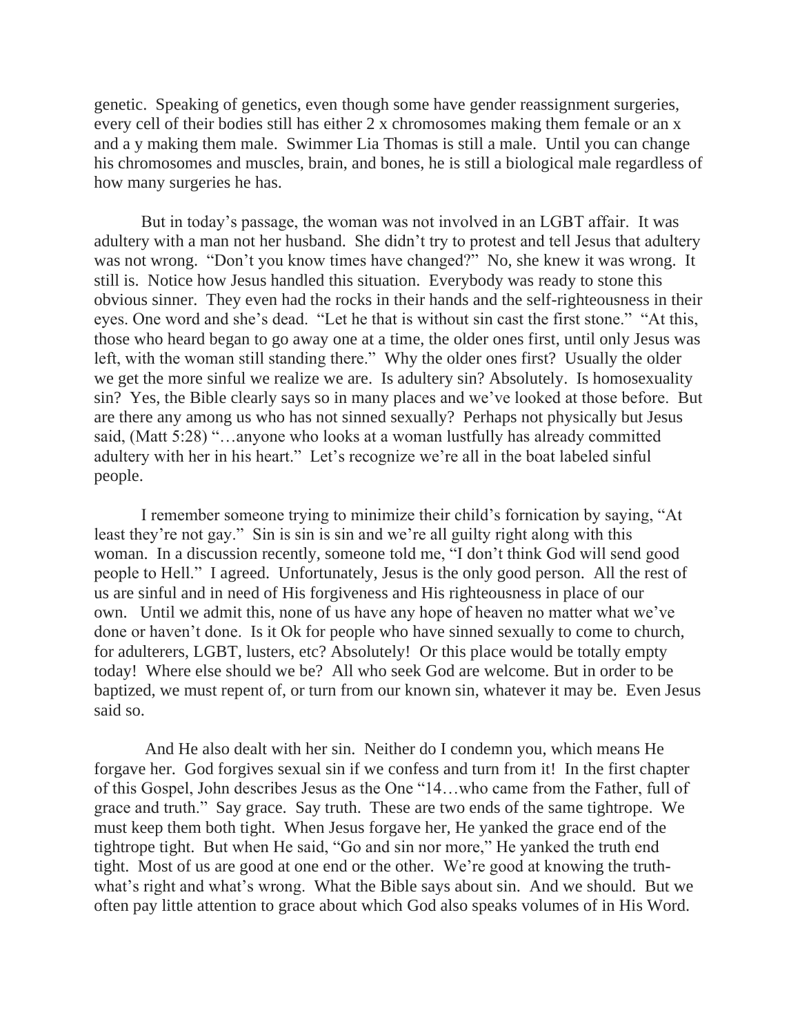genetic. Speaking of genetics, even though some have gender reassignment surgeries, every cell of their bodies still has either 2 x chromosomes making them female or an x and a y making them male. Swimmer Lia Thomas is still a male. Until you can change his chromosomes and muscles, brain, and bones, he is still a biological male regardless of how many surgeries he has.

But in today's passage, the woman was not involved in an LGBT affair. It was adultery with a man not her husband. She didn't try to protest and tell Jesus that adultery was not wrong. "Don't you know times have changed?" No, she knew it was wrong. It still is. Notice how Jesus handled this situation. Everybody was ready to stone this obvious sinner. They even had the rocks in their hands and the self-righteousness in their eyes. One word and she's dead. "Let he that is without sin cast the first stone." "At this, those who heard began to go away one at a time, the older ones first, until only Jesus was left, with the woman still standing there." Why the older ones first? Usually the older we get the more sinful we realize we are. Is adultery sin? Absolutely. Is homosexuality sin? Yes, the Bible clearly says so in many places and we've looked at those before. But are there any among us who has not sinned sexually? Perhaps not physically but Jesus said, (Matt 5:28) "…anyone who looks at a woman lustfully has already committed adultery with her in his heart." Let's recognize we're all in the boat labeled sinful people.

I remember someone trying to minimize their child's fornication by saying, "At least they're not gay." Sin is sin is sin and we're all guilty right along with this woman. In a discussion recently, someone told me, "I don't think God will send good people to Hell." I agreed. Unfortunately, Jesus is the only good person. All the rest of us are sinful and in need of His forgiveness and His righteousness in place of our own. Until we admit this, none of us have any hope of heaven no matter what we've done or haven't done. Is it Ok for people who have sinned sexually to come to church, for adulterers, LGBT, lusters, etc? Absolutely! Or this place would be totally empty today! Where else should we be? All who seek God are welcome. But in order to be baptized, we must repent of, or turn from our known sin, whatever it may be. Even Jesus said so.

And He also dealt with her sin. Neither do I condemn you, which means He forgave her. God forgives sexual sin if we confess and turn from it! In the first chapter of this Gospel, John describes Jesus as the One "14…who came from the Father, full of grace and truth." Say grace. Say truth. These are two ends of the same tightrope. We must keep them both tight. When Jesus forgave her, He yanked the grace end of the tightrope tight. But when He said, "Go and sin nor more," He yanked the truth end tight. Most of us are good at one end or the other. We're good at knowing the truth- what's right and what's wrong. What the Bible says about sin. And we should. But we often pay little attention to grace about which God also speaks volumes of in His Word.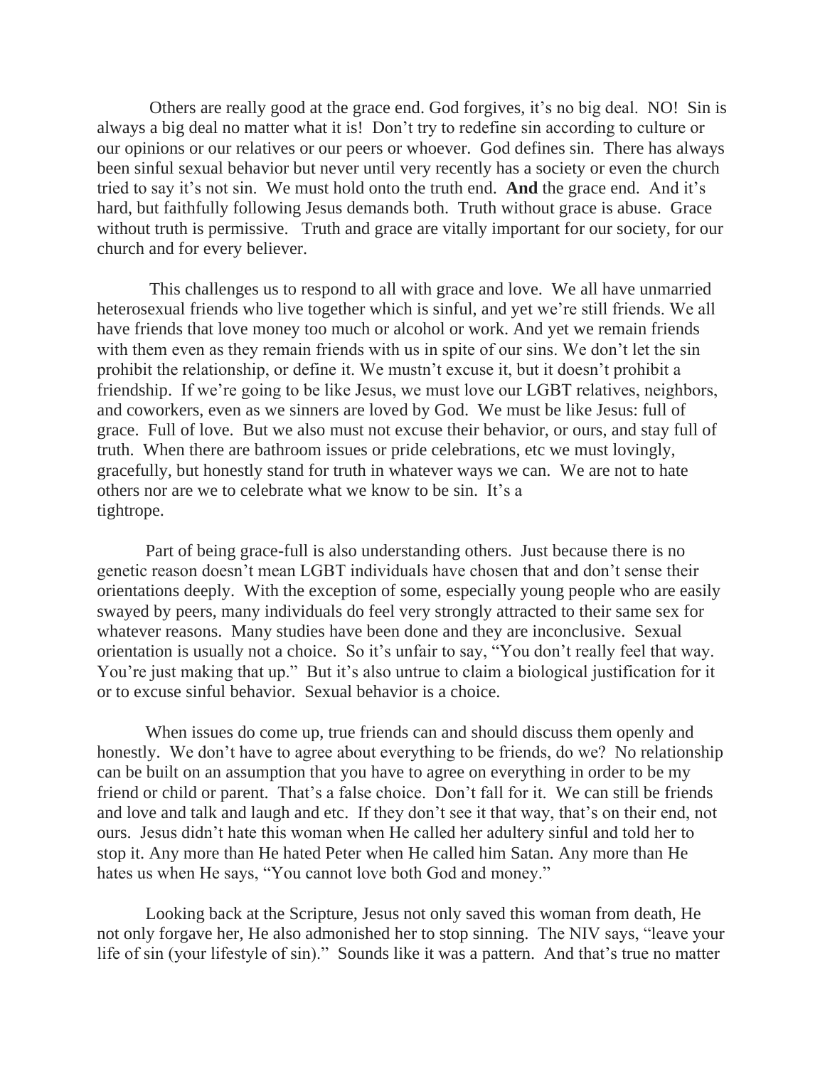Others are really good at the grace end. God forgives, it's no big deal. NO! Sin is always a big deal no matter what it is! Don't try to redefine sin according to culture or our opinions or our relatives or our peers or whoever. God defines sin. There has always been sinful sexual behavior but never until very recently has a society or even the church tried to say it's not sin. We must hold onto the truth end. **And** the grace end. And it's hard, but faithfully following Jesus demands both. Truth without grace is abuse. Grace without truth is permissive. Truth and grace are vitally important for our society, for our church and for every believer.

This challenges us to respond to all with grace and love. We all have unmarried heterosexual friends who live together which is sinful, and yet we're still friends. We all have friends that love money too much or alcohol or work. And yet we remain friends with them even as they remain friends with us in spite of our sins. We don't let the sin prohibit the relationship, or define it. We mustn't excuse it, but it doesn't prohibit a friendship. If we're going to be like Jesus, we must love our LGBT relatives, neighbors, and coworkers, even as we sinners are loved by God. We must be like Jesus: full of grace. Full of love. But we also must not excuse their behavior, or ours, and stay full of truth. When there are bathroom issues or pride celebrations, etc we must lovingly, gracefully, but honestly stand for truth in whatever ways we can. We are not to hate others nor are we to celebrate what we know to be sin. It's a tightrope.

Part of being grace-full is also understanding others. Just because there is no genetic reason doesn't mean LGBT individuals have chosen that and don't sense their orientations deeply. With the exception of some, especially young people who are easily swayed by peers, many individuals do feel very strongly attracted to their same sex for whatever reasons. Many studies have been done and they are inconclusive. Sexual orientation is usually not a choice. So it's unfair to say, "You don't really feel that way. You're just making that up." But it's also untrue to claim a biological justification for it or to excuse sinful behavior. Sexual behavior is a choice.

When issues do come up, true friends can and should discuss them openly and honestly. We don't have to agree about everything to be friends, do we? No relationship can be built on an assumption that you have to agree on everything in order to be my friend or child or parent. That's a false choice. Don't fall for it. We can still be friends and love and talk and laugh and etc. If they don't see it that way, that's on their end, not ours. Jesus didn't hate this woman when He called her adultery sinful and told her to stop it. Any more than He hated Peter when He called him Satan. Any more than He hates us when He says, "You cannot love both God and money."

Looking back at the Scripture, Jesus not only saved this woman from death, He not only forgave her, He also admonished her to stop sinning. The NIV says, "leave your life of sin (your lifestyle of sin)." Sounds like it was a pattern. And that's true no matter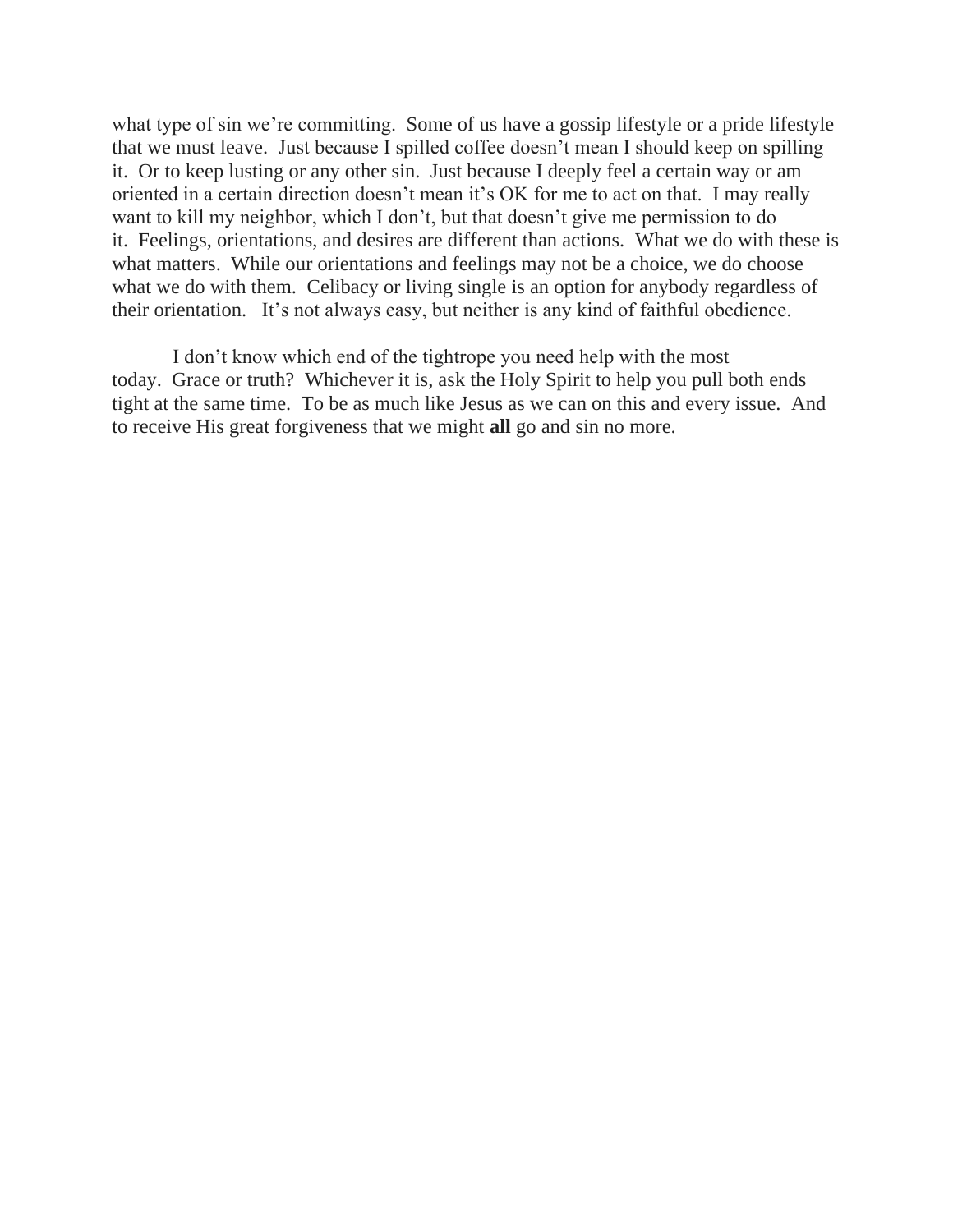what type of sin we're committing. Some of us have a gossip lifestyle or a pride lifestyle that we must leave. Just because I spilled coffee doesn't mean I should keep on spilling it. Or to keep lusting or any other sin. Just because I deeply feel a certain way or am oriented in a certain direction doesn't mean it's OK for me to act on that. I may really want to kill my neighbor, which I don't, but that doesn't give me permission to do it. Feelings, orientations, and desires are different than actions. What we do with these is what matters. While our orientations and feelings may not be a choice, we do choose what we do with them. Celibacy or living single is an option for anybody regardless of their orientation. It's not always easy, but neither is any kind of faithful obedience.

I don't know which end of the tightrope you need help with the most today. Grace or truth? Whichever it is, ask the Holy Spirit to help you pull both ends tight at the same time. To be as much like Jesus as we can on this and every issue. And to receive His great forgiveness that we might **all** go and sin no more.